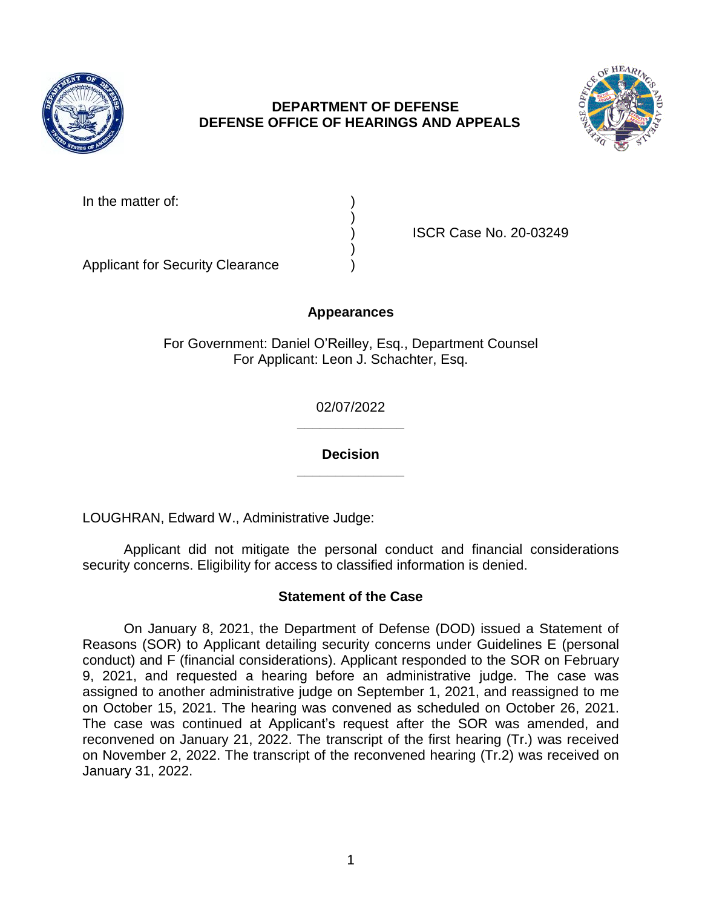**DEPARTMENT OF DEFENSE**
**DEFENSE OFFICE OF HEARINGS AND APPEALS**

In the matter of: )
)
) ISCR Case No. 20-03249
)
Applicant for Security Clearance )

**Appearances**

For Government: Daniel O'Reilley, Esq., Department Counsel
For Applicant: Leon J. Schachter, Esq.

02/07/2022

______________

**Decision**

______________

LOUGHRAN, Edward W., Administrative Judge:

Applicant did not mitigate the personal conduct and financial considerations security concerns. Eligibility for access to classified information is denied.

## Statement of the Case

On January 8, 2021, the Department of Defense (DOD) issued a Statement of Reasons (SOR) to Applicant detailing security concerns under Guidelines E (personal conduct) and F (financial considerations). Applicant responded to the SOR on February 9, 2021, and requested a hearing before an administrative judge. The case was assigned to another administrative judge on September 1, 2021, and reassigned to me on October 15, 2021. The hearing was convened as scheduled on October 26, 2021. The case was continued at Applicant's request after the SOR was amended, and reconvened on January 21, 2022. The transcript of the first hearing (Tr.) was received on November 2, 2022. The transcript of the reconvened hearing (Tr.2) was received on January 31, 2022.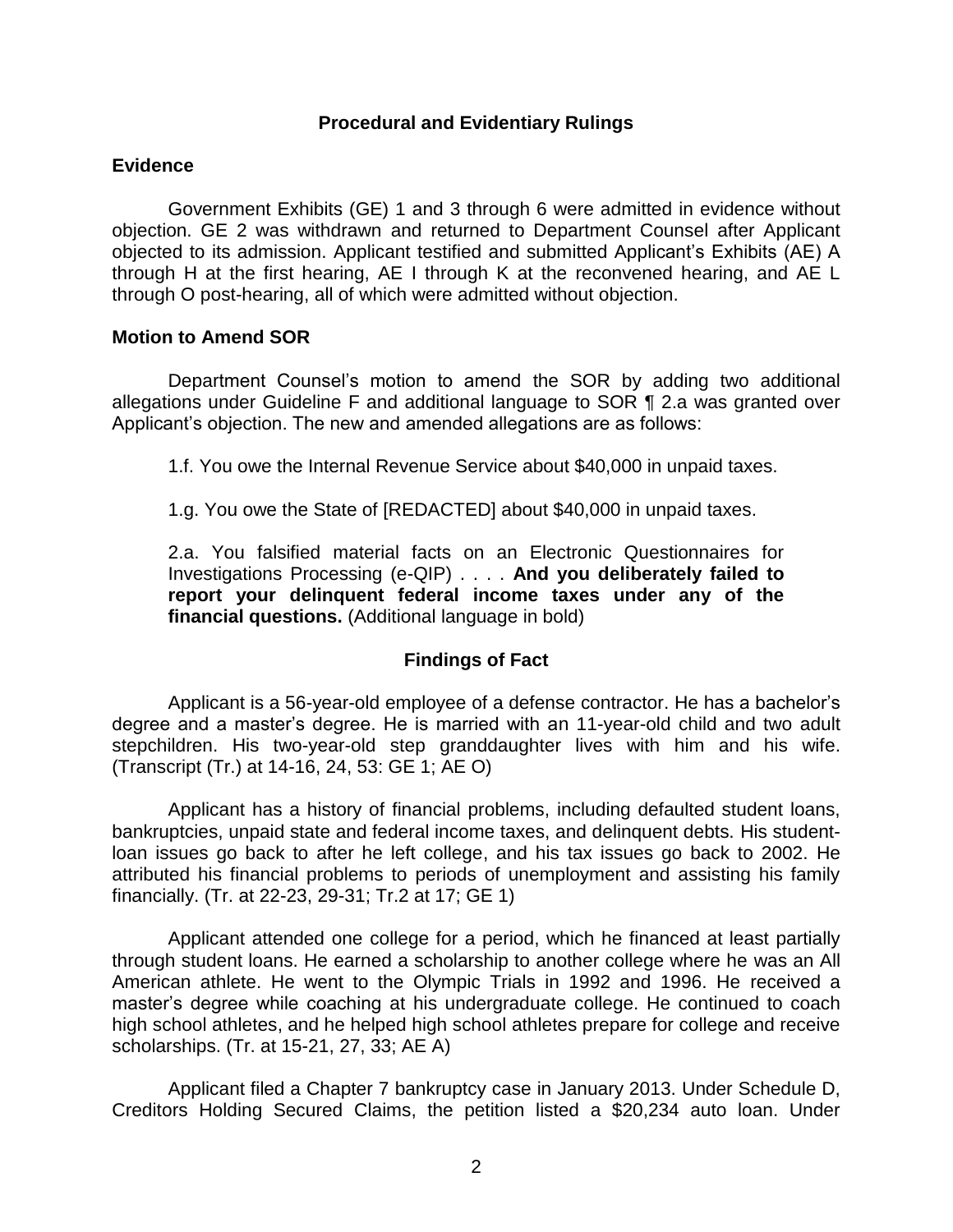## Procedural and Evidentiary Rulings

### Evidence

Government Exhibits (GE) 1 and 3 through 6 were admitted in evidence without objection. GE 2 was withdrawn and returned to Department Counsel after Applicant objected to its admission. Applicant testified and submitted Applicant's Exhibits (AE) A through H at the first hearing, AE I through K at the reconvened hearing, and AE L through O post-hearing, all of which were admitted without objection.

### Motion to Amend SOR

Department Counsel's motion to amend the SOR by adding two additional allegations under Guideline F and additional language to SOR ¶ 2.a was granted over Applicant's objection. The new and amended allegations are as follows:

> 1.f. You owe the Internal Revenue Service about $40,000 in unpaid taxes.
>
> 1.g. You owe the State of [REDACTED] about $40,000 in unpaid taxes.
>
> 2.a. You falsified material facts on an Electronic Questionnaires for Investigations Processing (e-QIP) . . . . **And you deliberately failed to report your delinquent federal income taxes under any of the financial questions.** (Additional language in bold)

## Findings of Fact

Applicant is a 56-year-old employee of a defense contractor. He has a bachelor's degree and a master's degree. He is married with an 11-year-old child and two adult stepchildren. His two-year-old step granddaughter lives with him and his wife. (Transcript (Tr.) at 14-16, 24, 53: GE 1; AE O)

Applicant has a history of financial problems, including defaulted student loans, bankruptcies, unpaid state and federal income taxes, and delinquent debts. His student-loan issues go back to after he left college, and his tax issues go back to 2002. He attributed his financial problems to periods of unemployment and assisting his family financially. (Tr. at 22-23, 29-31; Tr.2 at 17; GE 1)

Applicant attended one college for a period, which he financed at least partially through student loans. He earned a scholarship to another college where he was an All American athlete. He went to the Olympic Trials in 1992 and 1996. He received a master's degree while coaching at his undergraduate college. He continued to coach high school athletes, and he helped high school athletes prepare for college and receive scholarships. (Tr. at 15-21, 27, 33; AE A)

Applicant filed a Chapter 7 bankruptcy case in January 2013. Under Schedule D, Creditors Holding Secured Claims, the petition listed a $20,234 auto loan. Under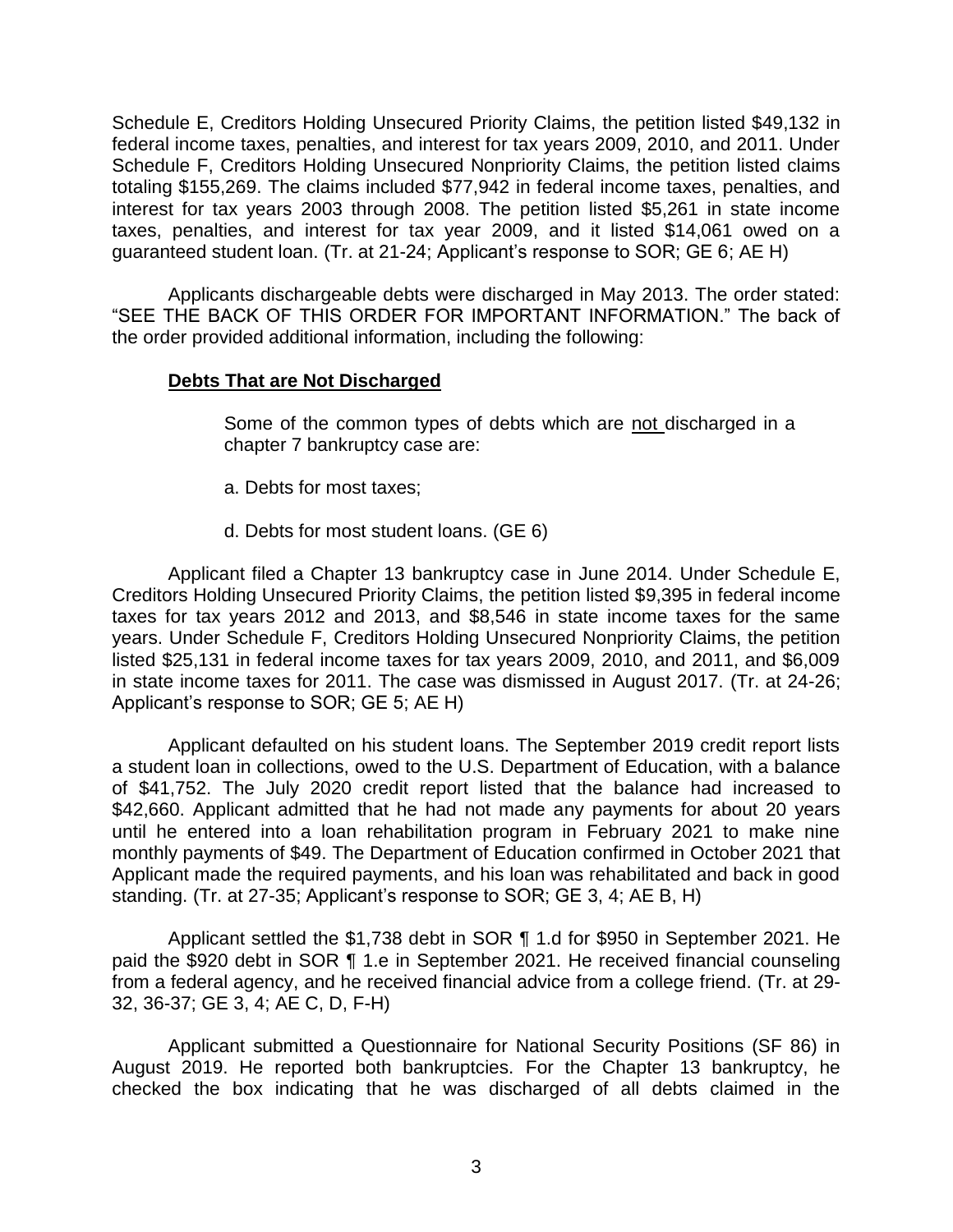Schedule E, Creditors Holding Unsecured Priority Claims, the petition listed $49,132 in federal income taxes, penalties, and interest for tax years 2009, 2010, and 2011. Under Schedule F, Creditors Holding Unsecured Nonpriority Claims, the petition listed claims totaling $155,269. The claims included $77,942 in federal income taxes, penalties, and interest for tax years 2003 through 2008. The petition listed $5,261 in state income taxes, penalties, and interest for tax year 2009, and it listed $14,061 owed on a guaranteed student loan. (Tr. at 21-24; Applicant's response to SOR; GE 6; AE H)

Applicants dischargeable debts were discharged in May 2013. The order stated: "SEE THE BACK OF THIS ORDER FOR IMPORTANT INFORMATION." The back of the order provided additional information, including the following:

> **Debts That are Not Discharged**
>
> Some of the common types of debts which are not discharged in a chapter 7 bankruptcy case are:
>
> a. Debts for most taxes;
>
> d. Debts for most student loans. (GE 6)

Applicant filed a Chapter 13 bankruptcy case in June 2014. Under Schedule E, Creditors Holding Unsecured Priority Claims, the petition listed $9,395 in federal income taxes for tax years 2012 and 2013, and $8,546 in state income taxes for the same years. Under Schedule F, Creditors Holding Unsecured Nonpriority Claims, the petition listed $25,131 in federal income taxes for tax years 2009, 2010, and 2011, and $6,009 in state income taxes for 2011. The case was dismissed in August 2017. (Tr. at 24-26; Applicant's response to SOR; GE 5; AE H)

Applicant defaulted on his student loans. The September 2019 credit report lists a student loan in collections, owed to the U.S. Department of Education, with a balance of $41,752. The July 2020 credit report listed that the balance had increased to $42,660. Applicant admitted that he had not made any payments for about 20 years until he entered into a loan rehabilitation program in February 2021 to make nine monthly payments of $49. The Department of Education confirmed in October 2021 that Applicant made the required payments, and his loan was rehabilitated and back in good standing. (Tr. at 27-35; Applicant's response to SOR; GE 3, 4; AE B, H)

Applicant settled the $1,738 debt in SOR ¶ 1.d for $950 in September 2021. He paid the $920 debt in SOR ¶ 1.e in September 2021. He received financial counseling from a federal agency, and he received financial advice from a college friend. (Tr. at 29-32, 36-37; GE 3, 4; AE C, D, F-H)

Applicant submitted a Questionnaire for National Security Positions (SF 86) in August 2019. He reported both bankruptcies. For the Chapter 13 bankruptcy, he checked the box indicating that he was discharged of all debts claimed in the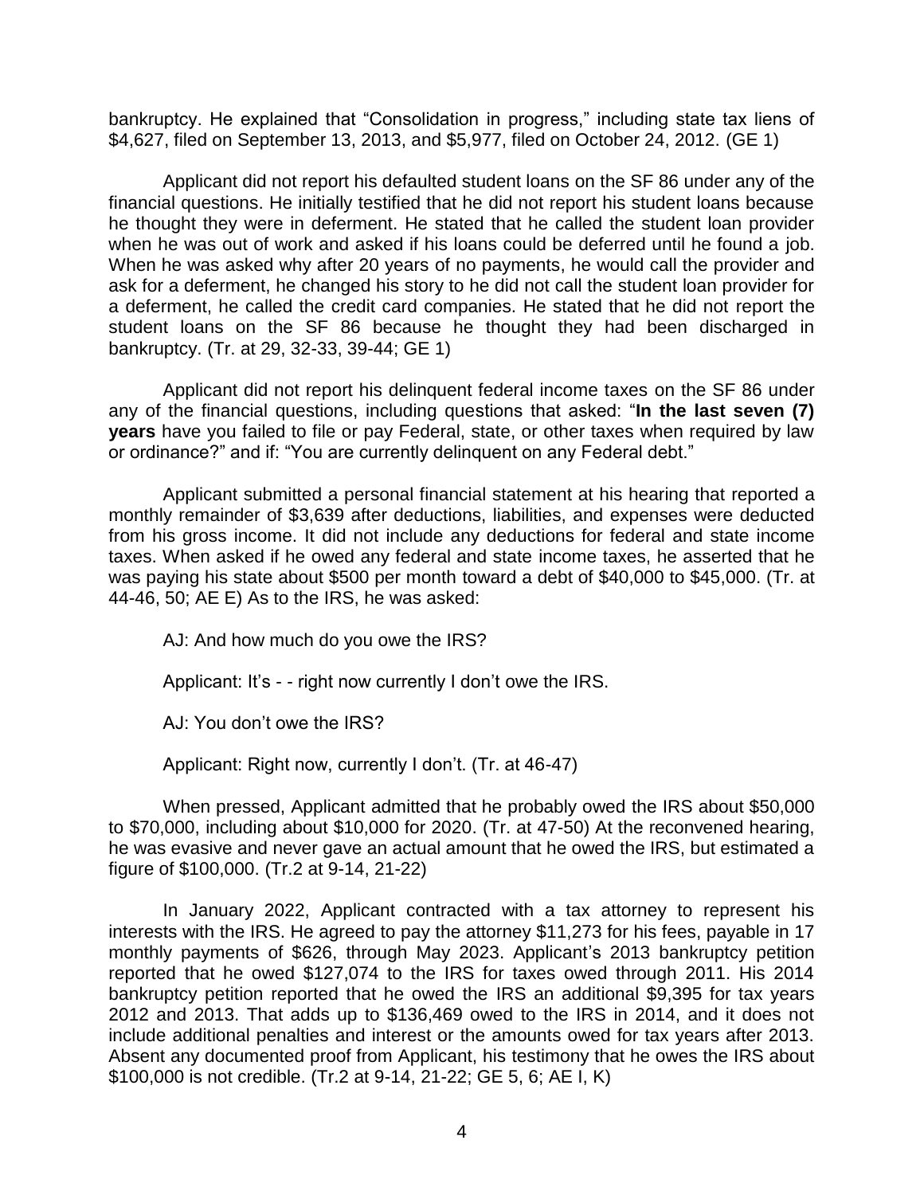bankruptcy. He explained that "Consolidation in progress," including state tax liens of $4,627, filed on September 13, 2013, and $5,977, filed on October 24, 2012. (GE 1)

Applicant did not report his defaulted student loans on the SF 86 under any of the financial questions. He initially testified that he did not report his student loans because he thought they were in deferment. He stated that he called the student loan provider when he was out of work and asked if his loans could be deferred until he found a job. When he was asked why after 20 years of no payments, he would call the provider and ask for a deferment, he changed his story to he did not call the student loan provider for a deferment, he called the credit card companies. He stated that he did not report the student loans on the SF 86 because he thought they had been discharged in bankruptcy. (Tr. at 29, 32-33, 39-44; GE 1)

Applicant did not report his delinquent federal income taxes on the SF 86 under any of the financial questions, including questions that asked: "**In the last seven (7) years** have you failed to file or pay Federal, state, or other taxes when required by law or ordinance?" and if: "You are currently delinquent on any Federal debt."

Applicant submitted a personal financial statement at his hearing that reported a monthly remainder of $3,639 after deductions, liabilities, and expenses were deducted from his gross income. It did not include any deductions for federal and state income taxes. When asked if he owed any federal and state income taxes, he asserted that he was paying his state about $500 per month toward a debt of $40,000 to $45,000. (Tr. at 44-46, 50; AE E) As to the IRS, he was asked:

AJ: And how much do you owe the IRS?

Applicant: It's - - right now currently I don't owe the IRS.

AJ: You don't owe the IRS?

Applicant: Right now, currently I don't. (Tr. at 46-47)

When pressed, Applicant admitted that he probably owed the IRS about $50,000 to $70,000, including about $10,000 for 2020. (Tr. at 47-50) At the reconvened hearing, he was evasive and never gave an actual amount that he owed the IRS, but estimated a figure of $100,000. (Tr.2 at 9-14, 21-22)

In January 2022, Applicant contracted with a tax attorney to represent his interests with the IRS. He agreed to pay the attorney $11,273 for his fees, payable in 17 monthly payments of $626, through May 2023. Applicant's 2013 bankruptcy petition reported that he owed $127,074 to the IRS for taxes owed through 2011. His 2014 bankruptcy petition reported that he owed the IRS an additional $9,395 for tax years 2012 and 2013. That adds up to $136,469 owed to the IRS in 2014, and it does not include additional penalties and interest or the amounts owed for tax years after 2013. Absent any documented proof from Applicant, his testimony that he owes the IRS about $100,000 is not credible. (Tr.2 at 9-14, 21-22; GE 5, 6; AE I, K)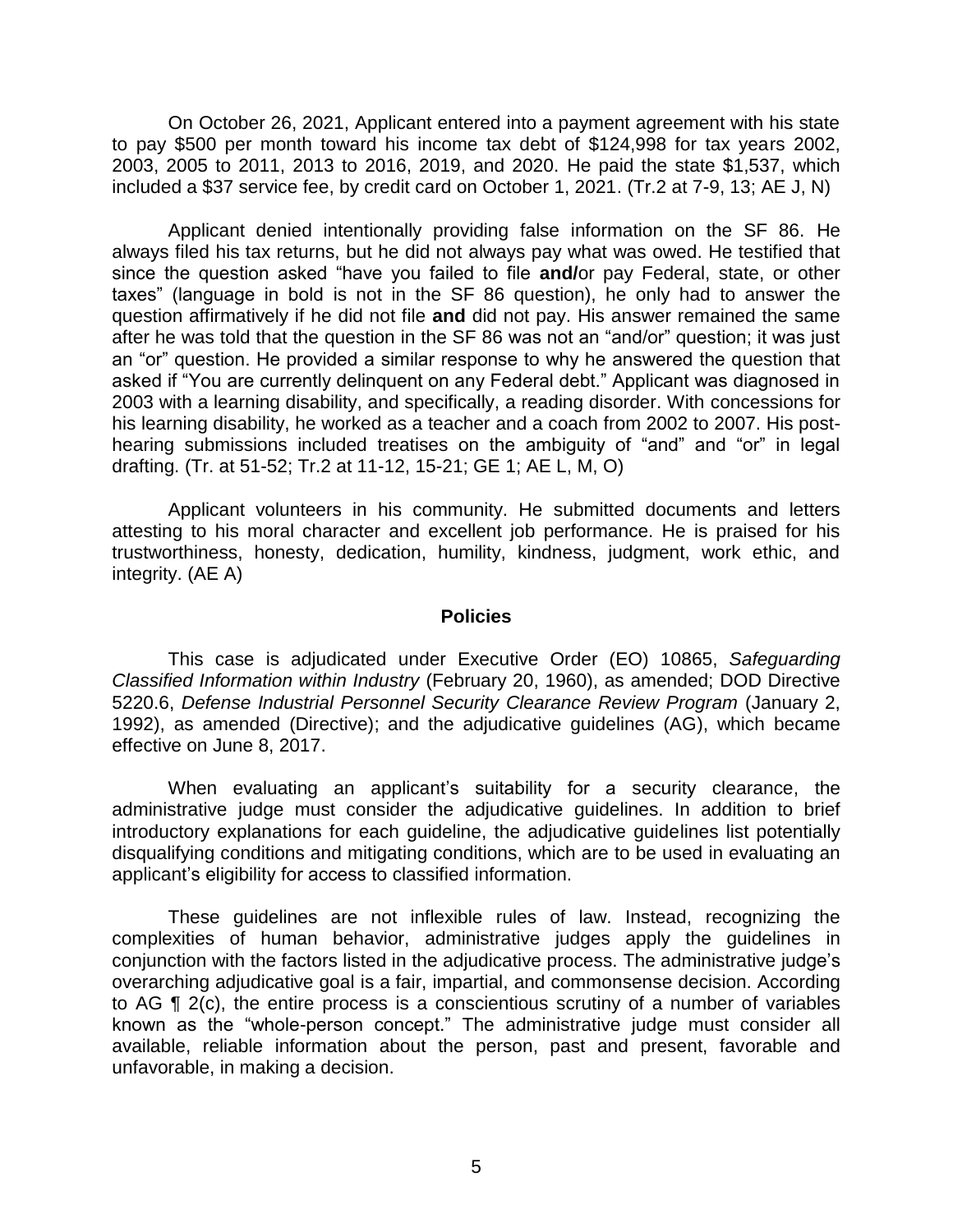On October 26, 2021, Applicant entered into a payment agreement with his state to pay $500 per month toward his income tax debt of $124,998 for tax years 2002, 2003, 2005 to 2011, 2013 to 2016, 2019, and 2020. He paid the state $1,537, which included a $37 service fee, by credit card on October 1, 2021. (Tr.2 at 7-9, 13; AE J, N)

Applicant denied intentionally providing false information on the SF 86. He always filed his tax returns, but he did not always pay what was owed. He testified that since the question asked "have you failed to file **and/**or pay Federal, state, or other taxes" (language in bold is not in the SF 86 question), he only had to answer the question affirmatively if he did not file **and** did not pay. His answer remained the same after he was told that the question in the SF 86 was not an "and/or" question; it was just an "or" question. He provided a similar response to why he answered the question that asked if "You are currently delinquent on any Federal debt." Applicant was diagnosed in 2003 with a learning disability, and specifically, a reading disorder. With concessions for his learning disability, he worked as a teacher and a coach from 2002 to 2007. His post-hearing submissions included treatises on the ambiguity of "and" and "or" in legal drafting. (Tr. at 51-52; Tr.2 at 11-12, 15-21; GE 1; AE L, M, O)

Applicant volunteers in his community. He submitted documents and letters attesting to his moral character and excellent job performance. He is praised for his trustworthiness, honesty, dedication, humility, kindness, judgment, work ethic, and integrity. (AE A)

## Policies

This case is adjudicated under Executive Order (EO) 10865, *Safeguarding Classified Information within Industry* (February 20, 1960), as amended; DOD Directive 5220.6, *Defense Industrial Personnel Security Clearance Review Program* (January 2, 1992), as amended (Directive); and the adjudicative guidelines (AG), which became effective on June 8, 2017.

When evaluating an applicant's suitability for a security clearance, the administrative judge must consider the adjudicative guidelines. In addition to brief introductory explanations for each guideline, the adjudicative guidelines list potentially disqualifying conditions and mitigating conditions, which are to be used in evaluating an applicant's eligibility for access to classified information.

These guidelines are not inflexible rules of law. Instead, recognizing the complexities of human behavior, administrative judges apply the guidelines in conjunction with the factors listed in the adjudicative process. The administrative judge's overarching adjudicative goal is a fair, impartial, and commonsense decision. According to AG ¶ 2(c), the entire process is a conscientious scrutiny of a number of variables known as the "whole-person concept." The administrative judge must consider all available, reliable information about the person, past and present, favorable and unfavorable, in making a decision.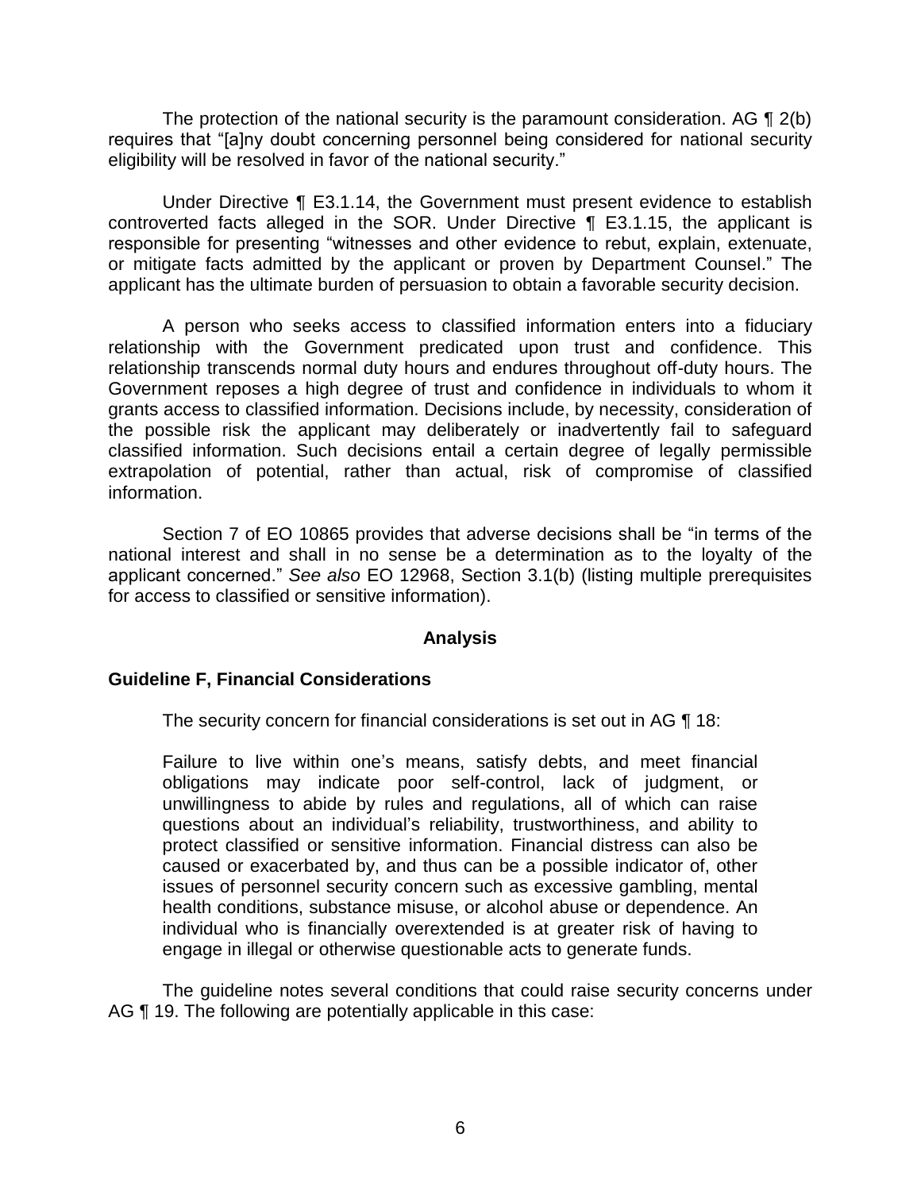The protection of the national security is the paramount consideration. AG ¶ 2(b) requires that "[a]ny doubt concerning personnel being considered for national security eligibility will be resolved in favor of the national security."

Under Directive ¶ E3.1.14, the Government must present evidence to establish controverted facts alleged in the SOR. Under Directive ¶ E3.1.15, the applicant is responsible for presenting "witnesses and other evidence to rebut, explain, extenuate, or mitigate facts admitted by the applicant or proven by Department Counsel." The applicant has the ultimate burden of persuasion to obtain a favorable security decision.

A person who seeks access to classified information enters into a fiduciary relationship with the Government predicated upon trust and confidence. This relationship transcends normal duty hours and endures throughout off-duty hours. The Government reposes a high degree of trust and confidence in individuals to whom it grants access to classified information. Decisions include, by necessity, consideration of the possible risk the applicant may deliberately or inadvertently fail to safeguard classified information. Such decisions entail a certain degree of legally permissible extrapolation of potential, rather than actual, risk of compromise of classified information.

Section 7 of EO 10865 provides that adverse decisions shall be "in terms of the national interest and shall in no sense be a determination as to the loyalty of the applicant concerned." *See also* EO 12968, Section 3.1(b) (listing multiple prerequisites for access to classified or sensitive information).

## Analysis

### Guideline F, Financial Considerations

The security concern for financial considerations is set out in AG ¶ 18:

> Failure to live within one's means, satisfy debts, and meet financial obligations may indicate poor self-control, lack of judgment, or unwillingness to abide by rules and regulations, all of which can raise questions about an individual's reliability, trustworthiness, and ability to protect classified or sensitive information. Financial distress can also be caused or exacerbated by, and thus can be a possible indicator of, other issues of personnel security concern such as excessive gambling, mental health conditions, substance misuse, or alcohol abuse or dependence. An individual who is financially overextended is at greater risk of having to engage in illegal or otherwise questionable acts to generate funds.

The guideline notes several conditions that could raise security concerns under AG ¶ 19. The following are potentially applicable in this case: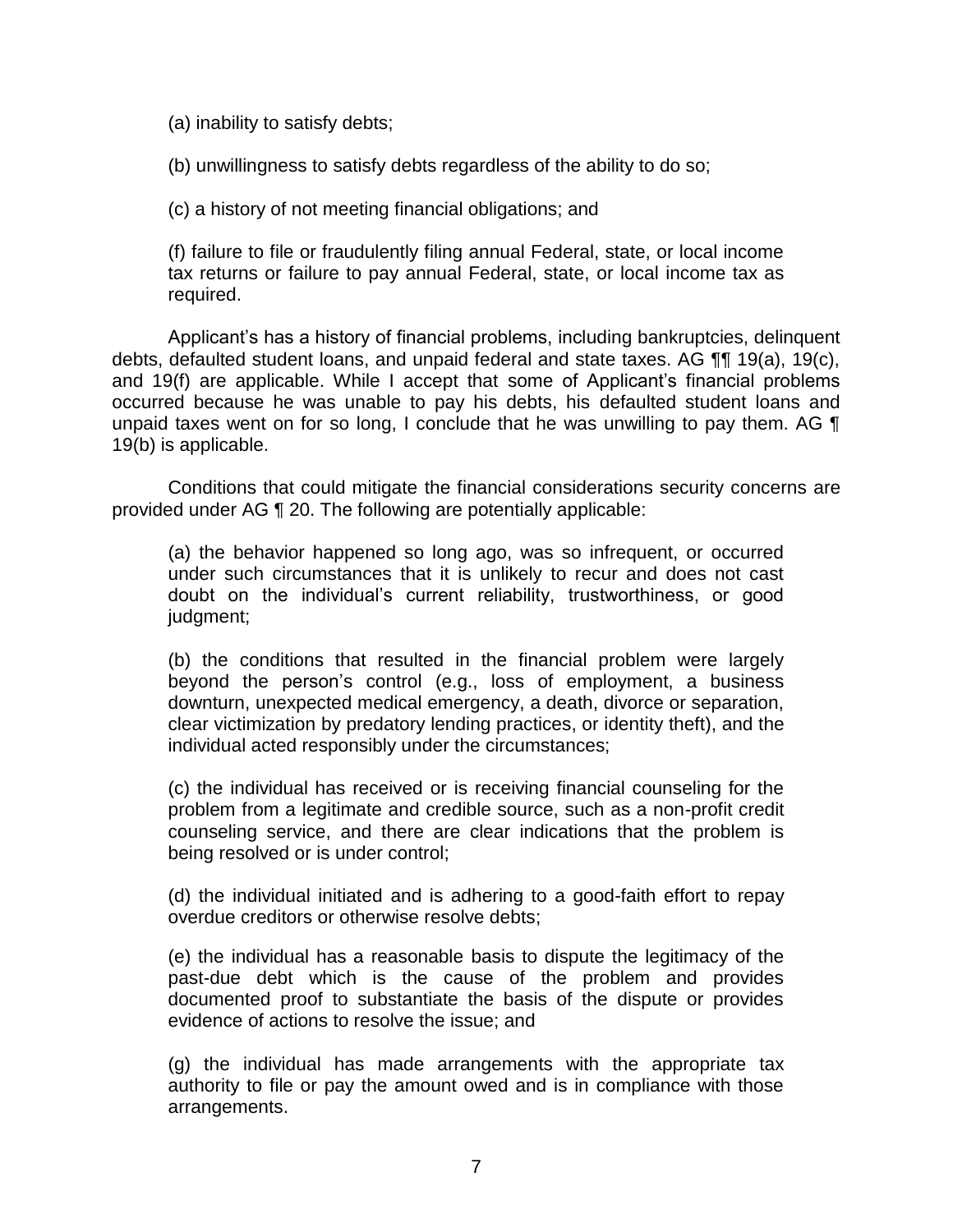(a) inability to satisfy debts;

(b) unwillingness to satisfy debts regardless of the ability to do so;

(c) a history of not meeting financial obligations; and

(f) failure to file or fraudulently filing annual Federal, state, or local income tax returns or failure to pay annual Federal, state, or local income tax as required.

Applicant's has a history of financial problems, including bankruptcies, delinquent debts, defaulted student loans, and unpaid federal and state taxes. AG ¶¶ 19(a), 19(c), and 19(f) are applicable. While I accept that some of Applicant's financial problems occurred because he was unable to pay his debts, his defaulted student loans and unpaid taxes went on for so long, I conclude that he was unwilling to pay them. AG ¶ 19(b) is applicable.

Conditions that could mitigate the financial considerations security concerns are provided under AG ¶ 20. The following are potentially applicable:

(a) the behavior happened so long ago, was so infrequent, or occurred under such circumstances that it is unlikely to recur and does not cast doubt on the individual's current reliability, trustworthiness, or good judgment;

(b) the conditions that resulted in the financial problem were largely beyond the person's control (e.g., loss of employment, a business downturn, unexpected medical emergency, a death, divorce or separation, clear victimization by predatory lending practices, or identity theft), and the individual acted responsibly under the circumstances;

(c) the individual has received or is receiving financial counseling for the problem from a legitimate and credible source, such as a non-profit credit counseling service, and there are clear indications that the problem is being resolved or is under control;

(d) the individual initiated and is adhering to a good-faith effort to repay overdue creditors or otherwise resolve debts;

(e) the individual has a reasonable basis to dispute the legitimacy of the past-due debt which is the cause of the problem and provides documented proof to substantiate the basis of the dispute or provides evidence of actions to resolve the issue; and

(g) the individual has made arrangements with the appropriate tax authority to file or pay the amount owed and is in compliance with those arrangements.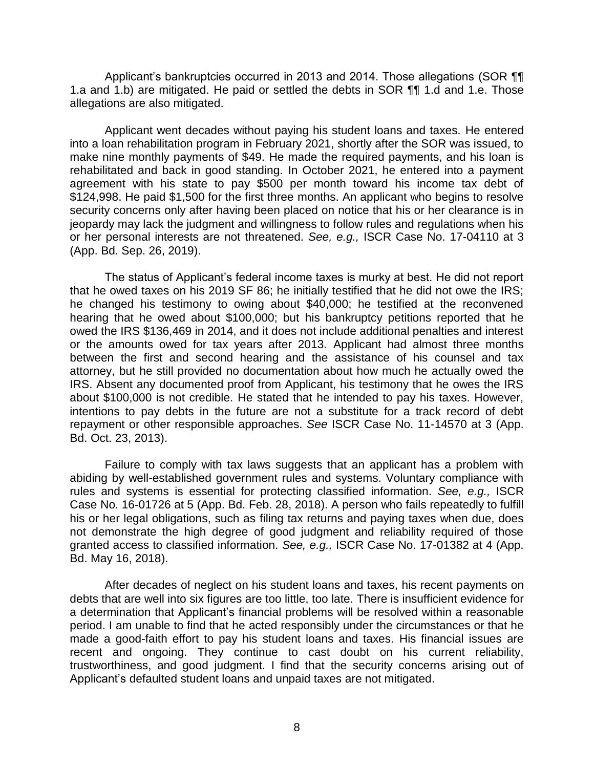Applicant's bankruptcies occurred in 2013 and 2014. Those allegations (SOR ¶¶ 1.a and 1.b) are mitigated. He paid or settled the debts in SOR ¶¶ 1.d and 1.e. Those allegations are also mitigated.

Applicant went decades without paying his student loans and taxes. He entered into a loan rehabilitation program in February 2021, shortly after the SOR was issued, to make nine monthly payments of $49. He made the required payments, and his loan is rehabilitated and back in good standing. In October 2021, he entered into a payment agreement with his state to pay $500 per month toward his income tax debt of $124,998. He paid $1,500 for the first three months. An applicant who begins to resolve security concerns only after having been placed on notice that his or her clearance is in jeopardy may lack the judgment and willingness to follow rules and regulations when his or her personal interests are not threatened. *See, e.g.,* ISCR Case No. 17-04110 at 3 (App. Bd. Sep. 26, 2019).

The status of Applicant's federal income taxes is murky at best. He did not report that he owed taxes on his 2019 SF 86; he initially testified that he did not owe the IRS; he changed his testimony to owing about $40,000; he testified at the reconvened hearing that he owed about $100,000; but his bankruptcy petitions reported that he owed the IRS $136,469 in 2014, and it does not include additional penalties and interest or the amounts owed for tax years after 2013. Applicant had almost three months between the first and second hearing and the assistance of his counsel and tax attorney, but he still provided no documentation about how much he actually owed the IRS. Absent any documented proof from Applicant, his testimony that he owes the IRS about $100,000 is not credible. He stated that he intended to pay his taxes. However, intentions to pay debts in the future are not a substitute for a track record of debt repayment or other responsible approaches. *See* ISCR Case No. 11-14570 at 3 (App. Bd. Oct. 23, 2013).

Failure to comply with tax laws suggests that an applicant has a problem with abiding by well-established government rules and systems. Voluntary compliance with rules and systems is essential for protecting classified information. *See, e.g.,* ISCR Case No. 16-01726 at 5 (App. Bd. Feb. 28, 2018). A person who fails repeatedly to fulfill his or her legal obligations, such as filing tax returns and paying taxes when due, does not demonstrate the high degree of good judgment and reliability required of those granted access to classified information. *See, e.g.,* ISCR Case No. 17-01382 at 4 (App. Bd. May 16, 2018).

After decades of neglect on his student loans and taxes, his recent payments on debts that are well into six figures are too little, too late. There is insufficient evidence for a determination that Applicant's financial problems will be resolved within a reasonable period. I am unable to find that he acted responsibly under the circumstances or that he made a good-faith effort to pay his student loans and taxes. His financial issues are recent and ongoing. They continue to cast doubt on his current reliability, trustworthiness, and good judgment. I find that the security concerns arising out of Applicant's defaulted student loans and unpaid taxes are not mitigated.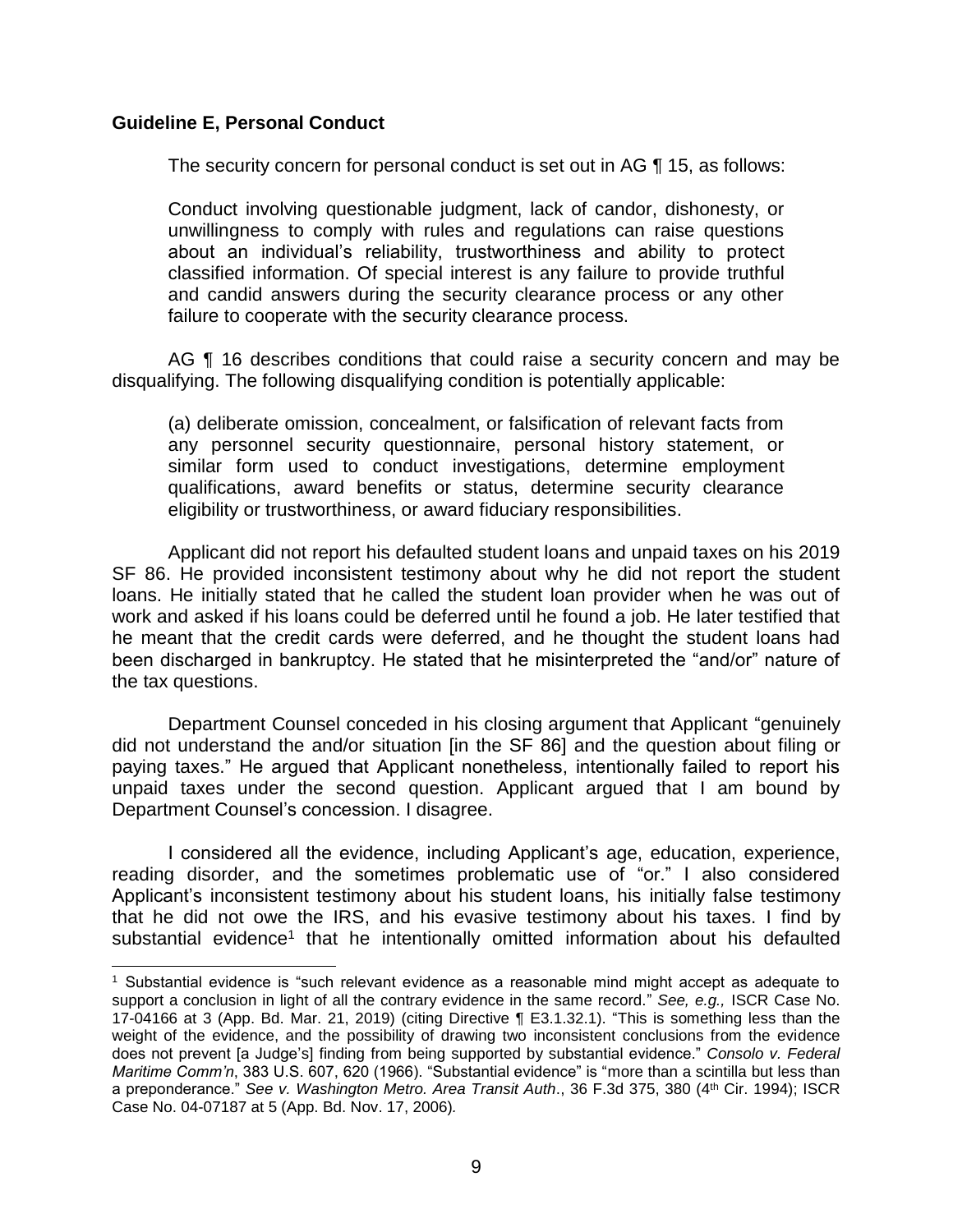**Guideline E, Personal Conduct**

The security concern for personal conduct is set out in AG ¶ 15, as follows:

> Conduct involving questionable judgment, lack of candor, dishonesty, or unwillingness to comply with rules and regulations can raise questions about an individual's reliability, trustworthiness and ability to protect classified information. Of special interest is any failure to provide truthful and candid answers during the security clearance process or any other failure to cooperate with the security clearance process.

AG ¶ 16 describes conditions that could raise a security concern and may be disqualifying. The following disqualifying condition is potentially applicable:

> (a) deliberate omission, concealment, or falsification of relevant facts from any personnel security questionnaire, personal history statement, or similar form used to conduct investigations, determine employment qualifications, award benefits or status, determine security clearance eligibility or trustworthiness, or award fiduciary responsibilities.

Applicant did not report his defaulted student loans and unpaid taxes on his 2019 SF 86. He provided inconsistent testimony about why he did not report the student loans. He initially stated that he called the student loan provider when he was out of work and asked if his loans could be deferred until he found a job. He later testified that he meant that the credit cards were deferred, and he thought the student loans had been discharged in bankruptcy. He stated that he misinterpreted the "and/or" nature of the tax questions.

Department Counsel conceded in his closing argument that Applicant "genuinely did not understand the and/or situation [in the SF 86] and the question about filing or paying taxes." He argued that Applicant nonetheless, intentionally failed to report his unpaid taxes under the second question. Applicant argued that I am bound by Department Counsel's concession. I disagree.

I considered all the evidence, including Applicant's age, education, experience, reading disorder, and the sometimes problematic use of "or." I also considered Applicant's inconsistent testimony about his student loans, his initially false testimony that he did not owe the IRS, and his evasive testimony about his taxes. I find by substantial evidence[1] that he intentionally omitted information about his defaulted

---

[1] Substantial evidence is "such relevant evidence as a reasonable mind might accept as adequate to support a conclusion in light of all the contrary evidence in the same record." *See, e.g.,* ISCR Case No. 17-04166 at 3 (App. Bd. Mar. 21, 2019) (citing Directive ¶ E3.1.32.1). "This is something less than the weight of the evidence, and the possibility of drawing two inconsistent conclusions from the evidence does not prevent [a Judge's] finding from being supported by substantial evidence." *Consolo v. Federal Maritime Comm'n*, 383 U.S. 607, 620 (1966). "Substantial evidence" is "more than a scintilla but less than a preponderance." *See v. Washington Metro. Area Transit Auth*., 36 F.3d 375, 380 (4th Cir. 1994); ISCR Case No. 04-07187 at 5 (App. Bd. Nov. 17, 2006).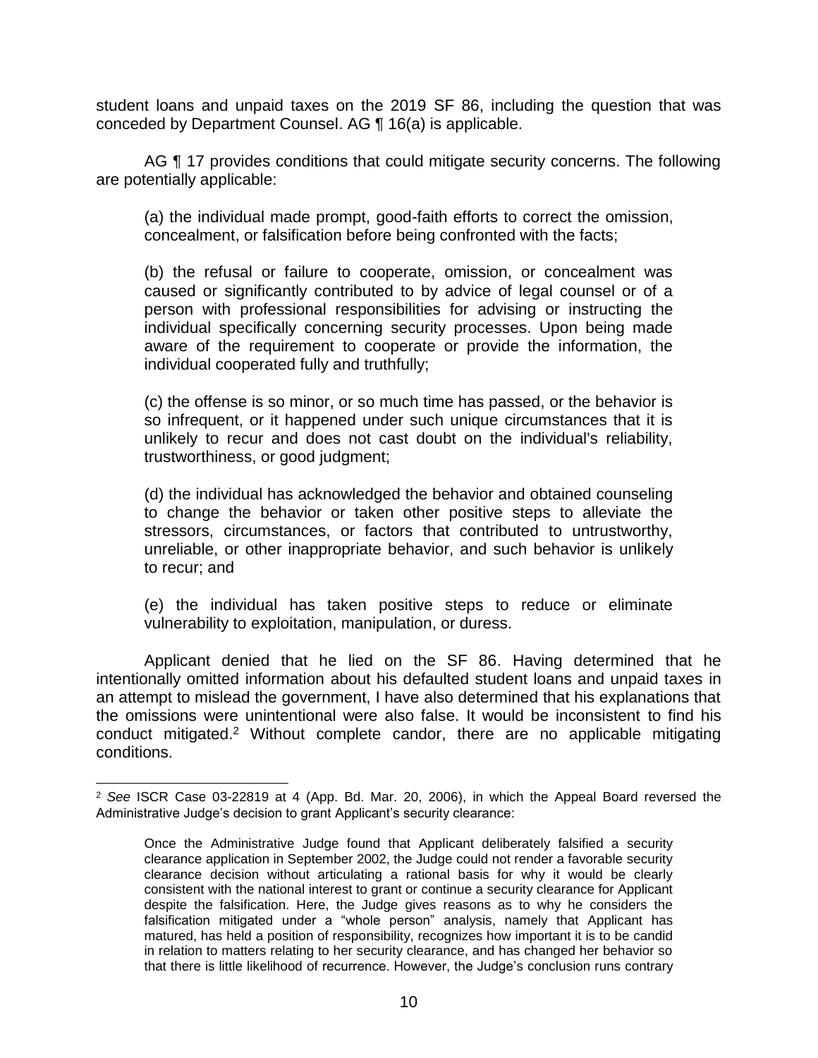student loans and unpaid taxes on the 2019 SF 86, including the question that was conceded by Department Counsel. AG ¶ 16(a) is applicable.

AG ¶ 17 provides conditions that could mitigate security concerns. The following are potentially applicable:

> (a) the individual made prompt, good-faith efforts to correct the omission, concealment, or falsification before being confronted with the facts;
>
> (b) the refusal or failure to cooperate, omission, or concealment was caused or significantly contributed to by advice of legal counsel or of a person with professional responsibilities for advising or instructing the individual specifically concerning security processes. Upon being made aware of the requirement to cooperate or provide the information, the individual cooperated fully and truthfully;
>
> (c) the offense is so minor, or so much time has passed, or the behavior is so infrequent, or it happened under such unique circumstances that it is unlikely to recur and does not cast doubt on the individual's reliability, trustworthiness, or good judgment;
>
> (d) the individual has acknowledged the behavior and obtained counseling to change the behavior or taken other positive steps to alleviate the stressors, circumstances, or factors that contributed to untrustworthy, unreliable, or other inappropriate behavior, and such behavior is unlikely to recur; and
>
> (e) the individual has taken positive steps to reduce or eliminate vulnerability to exploitation, manipulation, or duress.

Applicant denied that he lied on the SF 86. Having determined that he intentionally omitted information about his defaulted student loans and unpaid taxes in an attempt to mislead the government, I have also determined that his explanations that the omissions were unintentional were also false. It would be inconsistent to find his conduct mitigated.[2] Without complete candor, there are no applicable mitigating conditions.

---

[2] *See* ISCR Case 03-22819 at 4 (App. Bd. Mar. 20, 2006), in which the Appeal Board reversed the Administrative Judge's decision to grant Applicant's security clearance:

> Once the Administrative Judge found that Applicant deliberately falsified a security clearance application in September 2002, the Judge could not render a favorable security clearance decision without articulating a rational basis for why it would be clearly consistent with the national interest to grant or continue a security clearance for Applicant despite the falsification. Here, the Judge gives reasons as to why he considers the falsification mitigated under a "whole person" analysis, namely that Applicant has matured, has held a position of responsibility, recognizes how important it is to be candid in relation to matters relating to her security clearance, and has changed her behavior so that there is little likelihood of recurrence. However, the Judge's conclusion runs contrary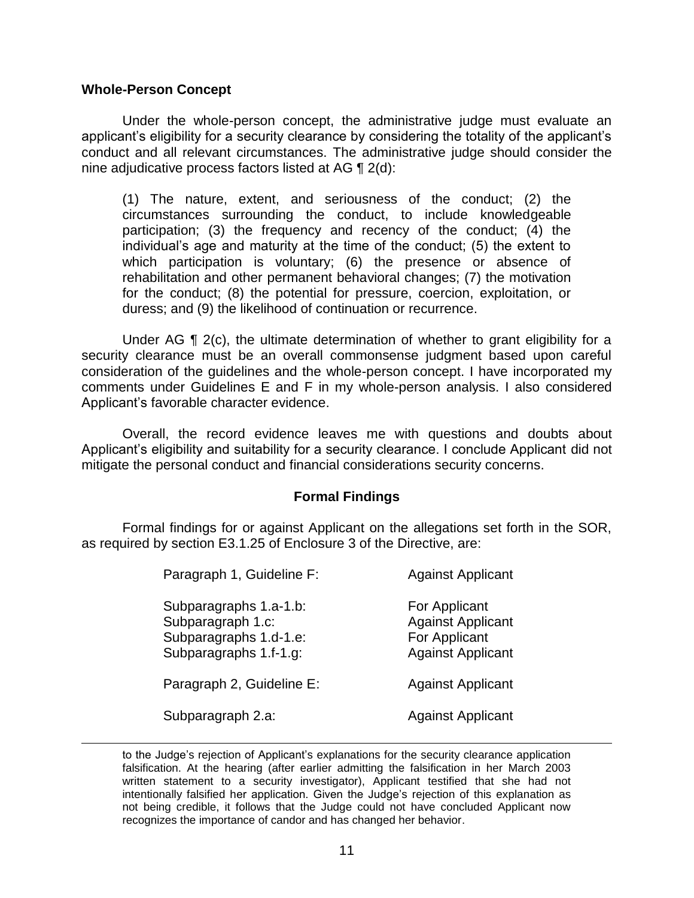**Whole-Person Concept**

Under the whole-person concept, the administrative judge must evaluate an applicant's eligibility for a security clearance by considering the totality of the applicant's conduct and all relevant circumstances. The administrative judge should consider the nine adjudicative process factors listed at AG ¶ 2(d):

> (1) The nature, extent, and seriousness of the conduct; (2) the circumstances surrounding the conduct, to include knowledgeable participation; (3) the frequency and recency of the conduct; (4) the individual's age and maturity at the time of the conduct; (5) the extent to which participation is voluntary; (6) the presence or absence of rehabilitation and other permanent behavioral changes; (7) the motivation for the conduct; (8) the potential for pressure, coercion, exploitation, or duress; and (9) the likelihood of continuation or recurrence.

Under AG ¶ 2(c), the ultimate determination of whether to grant eligibility for a security clearance must be an overall commonsense judgment based upon careful consideration of the guidelines and the whole-person concept. I have incorporated my comments under Guidelines E and F in my whole-person analysis. I also considered Applicant's favorable character evidence.

Overall, the record evidence leaves me with questions and doubts about Applicant's eligibility and suitability for a security clearance. I conclude Applicant did not mitigate the personal conduct and financial considerations security concerns.

**Formal Findings**

Formal findings for or against Applicant on the allegations set forth in the SOR, as required by section E3.1.25 of Enclosure 3 of the Directive, are:

| | |
|---|---|
| Paragraph 1, Guideline F: | Against Applicant |
| Subparagraphs 1.a-1.b: | For Applicant |
| Subparagraph 1.c: | Against Applicant |
| Subparagraphs 1.d-1.e: | For Applicant |
| Subparagraphs 1.f-1.g: | Against Applicant |
| Paragraph 2, Guideline E: | Against Applicant |
| Subparagraph 2.a: | Against Applicant |

---

to the Judge's rejection of Applicant's explanations for the security clearance application falsification. At the hearing (after earlier admitting the falsification in her March 2003 written statement to a security investigator), Applicant testified that she had not intentionally falsified her application. Given the Judge's rejection of this explanation as not being credible, it follows that the Judge could not have concluded Applicant now recognizes the importance of candor and has changed her behavior.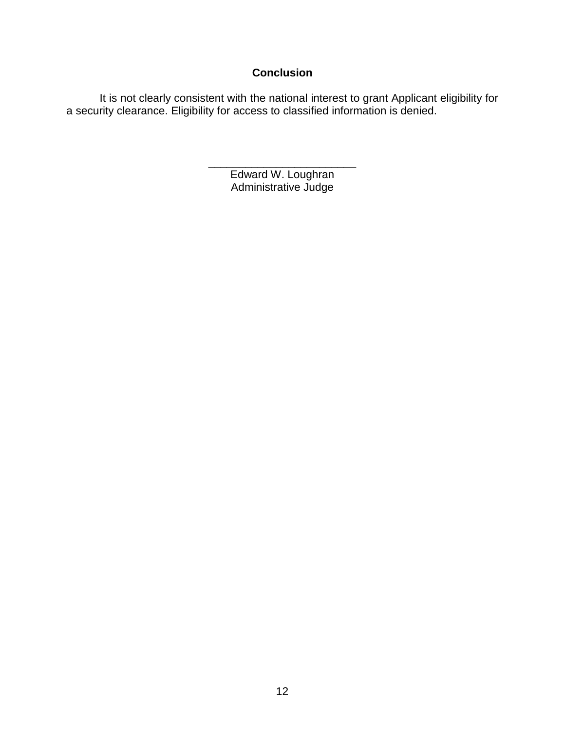## Conclusion

It is not clearly consistent with the national interest to grant Applicant eligibility for a security clearance. Eligibility for access to classified information is denied.

________________________
Edward W. Loughran
Administrative Judge